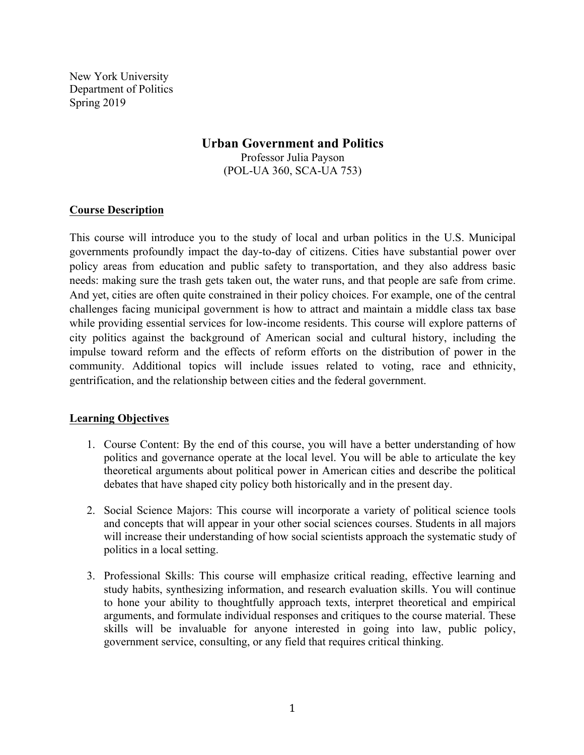New York University
Department of Politics
Spring 2019

# Urban Government and Politics

Professor Julia Payson
(POL-UA 360, SCA-UA 753)

## Course Description

This course will introduce you to the study of local and urban politics in the U.S. Municipal governments profoundly impact the day-to-day of citizens. Cities have substantial power over policy areas from education and public safety to transportation, and they also address basic needs: making sure the trash gets taken out, the water runs, and that people are safe from crime. And yet, cities are often quite constrained in their policy choices. For example, one of the central challenges facing municipal government is how to attract and maintain a middle class tax base while providing essential services for low-income residents. This course will explore patterns of city politics against the background of American social and cultural history, including the impulse toward reform and the effects of reform efforts on the distribution of power in the community. Additional topics will include issues related to voting, race and ethnicity, gentrification, and the relationship between cities and the federal government.

## Learning Objectives

1. Course Content: By the end of this course, you will have a better understanding of how politics and governance operate at the local level. You will be able to articulate the key theoretical arguments about political power in American cities and describe the political debates that have shaped city policy both historically and in the present day.

2. Social Science Majors: This course will incorporate a variety of political science tools and concepts that will appear in your other social sciences courses. Students in all majors will increase their understanding of how social scientists approach the systematic study of politics in a local setting.

3. Professional Skills: This course will emphasize critical reading, effective learning and study habits, synthesizing information, and research evaluation skills. You will continue to hone your ability to thoughtfully approach texts, interpret theoretical and empirical arguments, and formulate individual responses and critiques to the course material. These skills will be invaluable for anyone interested in going into law, public policy, government service, consulting, or any field that requires critical thinking.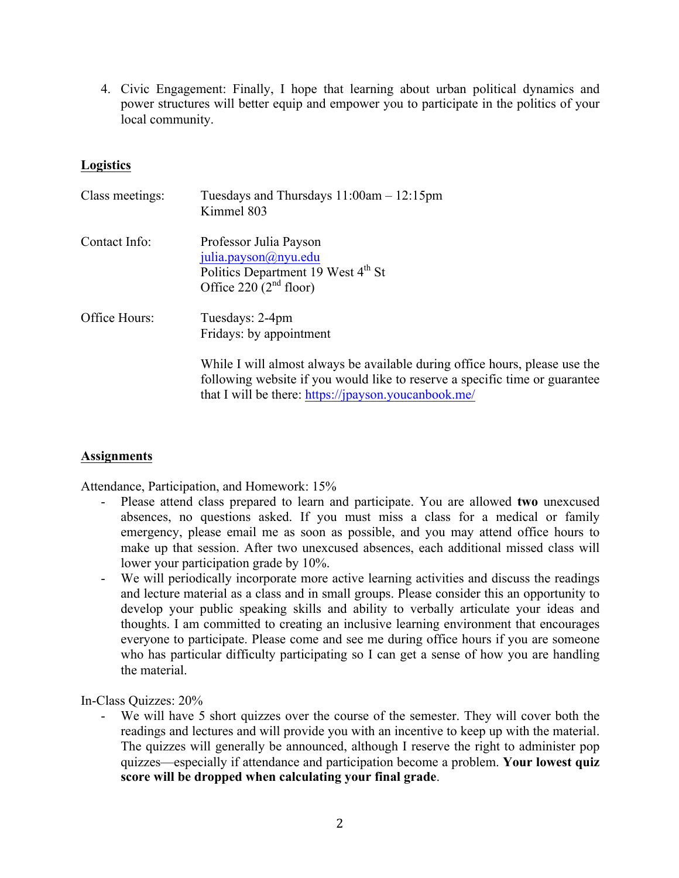4. Civic Engagement: Finally, I hope that learning about urban political dynamics and power structures will better equip and empower you to participate in the politics of your local community.

## Logistics

| | |
|---|---|
| Class meetings: | Tuesdays and Thursdays 11:00am – 12:15pm<br>Kimmel 803 |
| Contact Info: | Professor Julia Payson<br>julia.payson@nyu.edu<br>Politics Department 19 West 4th St<br>Office 220 (2nd floor) |
| Office Hours: | Tuesdays: 2-4pm<br>Fridays: by appointment<br><br>While I will almost always be available during office hours, please use the following website if you would like to reserve a specific time or guarantee that I will be there: https://jpayson.youcanbook.me/ |

## Assignments

Attendance, Participation, and Homework: 15%

- Please attend class prepared to learn and participate. You are allowed **two** unexcused absences, no questions asked. If you must miss a class for a medical or family emergency, please email me as soon as possible, and you may attend office hours to make up that session. After two unexcused absences, each additional missed class will lower your participation grade by 10%.
- We will periodically incorporate more active learning activities and discuss the readings and lecture material as a class and in small groups. Please consider this an opportunity to develop your public speaking skills and ability to verbally articulate your ideas and thoughts. I am committed to creating an inclusive learning environment that encourages everyone to participate. Please come and see me during office hours if you are someone who has particular difficulty participating so I can get a sense of how you are handling the material.

In-Class Quizzes: 20%

- We will have 5 short quizzes over the course of the semester. They will cover both the readings and lectures and will provide you with an incentive to keep up with the material. The quizzes will generally be announced, although I reserve the right to administer pop quizzes—especially if attendance and participation become a problem. **Your lowest quiz score will be dropped when calculating your final grade**.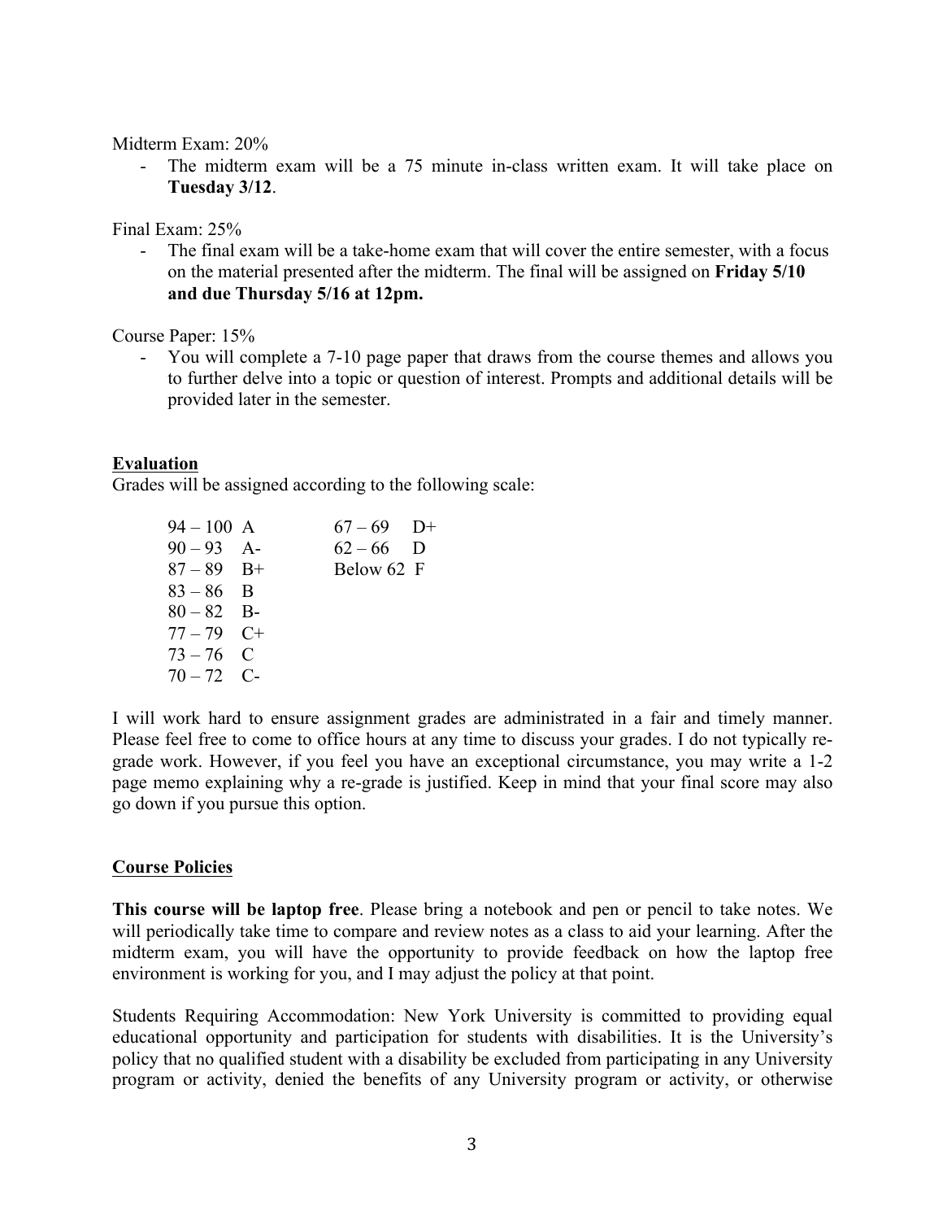Midterm Exam: 20%

- The midterm exam will be a 75 minute in-class written exam. It will take place on **Tuesday 3/12**.

Final Exam: 25%

- The final exam will be a take-home exam that will cover the entire semester, with a focus on the material presented after the midterm. The final will be assigned on **Friday 5/10 and due Thursday 5/16 at 12pm.**

Course Paper: 15%

- You will complete a 7-10 page paper that draws from the course themes and allows you to further delve into a topic or question of interest. Prompts and additional details will be provided later in the semester.

**Evaluation**

Grades will be assigned according to the following scale:

| Score | Grade | Score | Grade |
|---|---|---|---|
| 94 – 100 | A | 67 – 69 | D+ |
| 90 – 93 | A- | 62 – 66 | D |
| 87 – 89 | B+ | Below 62 | F |
| 83 – 86 | B | | |
| 80 – 82 | B- | | |
| 77 – 79 | C+ | | |
| 73 – 76 | C | | |
| 70 – 72 | C- | | |

I will work hard to ensure assignment grades are administrated in a fair and timely manner. Please feel free to come to office hours at any time to discuss your grades. I do not typically re-grade work. However, if you feel you have an exceptional circumstance, you may write a 1-2 page memo explaining why a re-grade is justified. Keep in mind that your final score may also go down if you pursue this option.

**Course Policies**

**This course will be laptop free**. Please bring a notebook and pen or pencil to take notes. We will periodically take time to compare and review notes as a class to aid your learning. After the midterm exam, you will have the opportunity to provide feedback on how the laptop free environment is working for you, and I may adjust the policy at that point.

Students Requiring Accommodation: New York University is committed to providing equal educational opportunity and participation for students with disabilities. It is the University's policy that no qualified student with a disability be excluded from participating in any University program or activity, denied the benefits of any University program or activity, or otherwise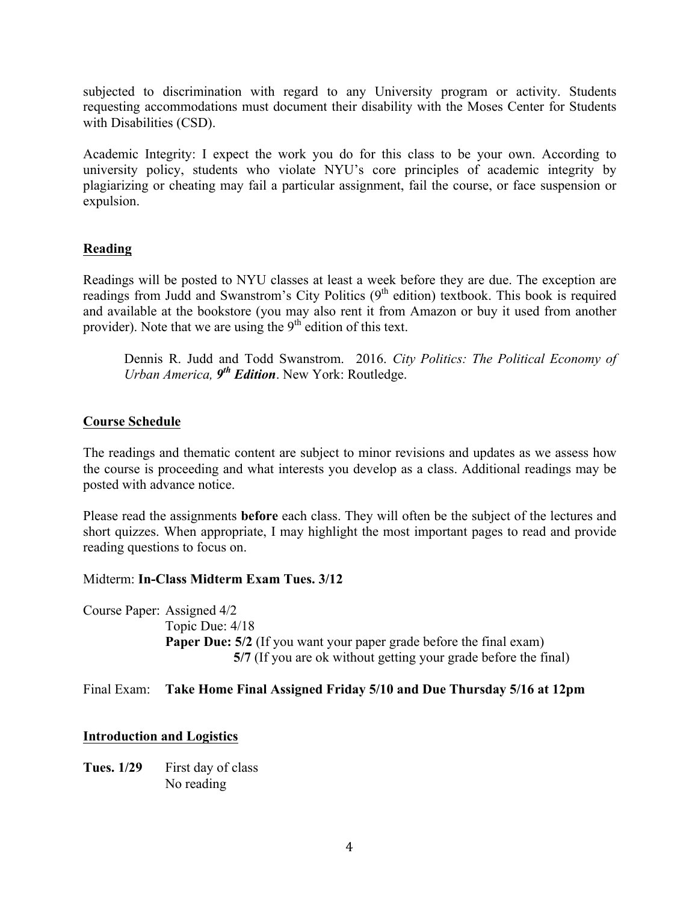subjected to discrimination with regard to any University program or activity. Students requesting accommodations must document their disability with the Moses Center for Students with Disabilities (CSD).

Academic Integrity: I expect the work you do for this class to be your own. According to university policy, students who violate NYU's core principles of academic integrity by plagiarizing or cheating may fail a particular assignment, fail the course, or face suspension or expulsion.

## Reading

Readings will be posted to NYU classes at least a week before they are due. The exception are readings from Judd and Swanstrom's City Politics (9th edition) textbook. This book is required and available at the bookstore (you may also rent it from Amazon or buy it used from another provider). Note that we are using the 9th edition of this text.

> Dennis R. Judd and Todd Swanstrom. 2016. *City Politics: The Political Economy of Urban America, **9th Edition***. New York: Routledge.

## Course Schedule

The readings and thematic content are subject to minor revisions and updates as we assess how the course is proceeding and what interests you develop as a class. Additional readings may be posted with advance notice.

Please read the assignments **before** each class. They will often be the subject of the lectures and short quizzes. When appropriate, I may highlight the most important pages to read and provide reading questions to focus on.

Midterm: **In-Class Midterm Exam Tues. 3/12**

Course Paper: Assigned 4/2
Topic Due: 4/18
**Paper Due: 5/2** (If you want your paper grade before the final exam)
**5/7** (If you are ok without getting your grade before the final)

Final Exam: **Take Home Final Assigned Friday 5/10 and Due Thursday 5/16 at 12pm**

## Introduction and Logistics

**Tues. 1/29** First day of class
No reading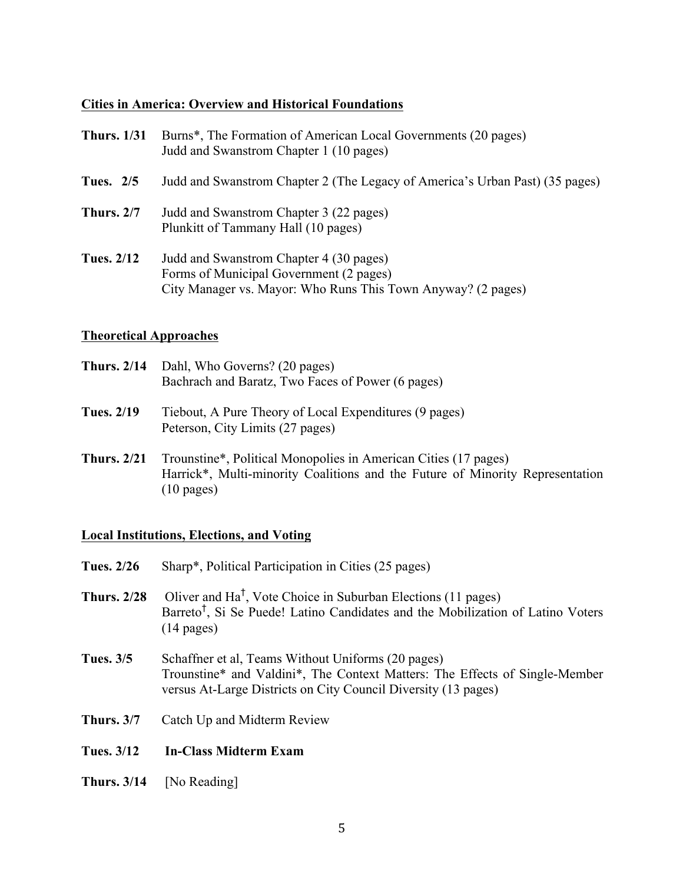**Cities in America: Overview and Historical Foundations**

**Thurs. 1/31** Burns*, The Formation of American Local Governments (20 pages)
Judd and Swanstrom Chapter 1 (10 pages)

**Tues. 2/5** Judd and Swanstrom Chapter 2 (The Legacy of America's Urban Past) (35 pages)

**Thurs. 2/7** Judd and Swanstrom Chapter 3 (22 pages)
Plunkitt of Tammany Hall (10 pages)

**Tues. 2/12** Judd and Swanstrom Chapter 4 (30 pages)
Forms of Municipal Government (2 pages)
City Manager vs. Mayor: Who Runs This Town Anyway? (2 pages)

**Theoretical Approaches**

**Thurs. 2/14** Dahl, Who Governs? (20 pages)
Bachrach and Baratz, Two Faces of Power (6 pages)

**Tues. 2/19** Tiebout, A Pure Theory of Local Expenditures (9 pages)
Peterson, City Limits (27 pages)

**Thurs. 2/21** Trounstine*, Political Monopolies in American Cities (17 pages)
Harrick*, Multi-minority Coalitions and the Future of Minority Representation (10 pages)

**Local Institutions, Elections, and Voting**

**Tues. 2/26** Sharp*, Political Participation in Cities (25 pages)

**Thurs. 2/28** Oliver and Ha†, Vote Choice in Suburban Elections (11 pages)
Barreto†, Si Se Puede! Latino Candidates and the Mobilization of Latino Voters (14 pages)

**Tues. 3/5** Schaffner et al, Teams Without Uniforms (20 pages)
Trounstine* and Valdini*, The Context Matters: The Effects of Single-Member versus At-Large Districts on City Council Diversity (13 pages)

**Thurs. 3/7** Catch Up and Midterm Review

**Tues. 3/12** **In-Class Midterm Exam**

**Thurs. 3/14** [No Reading]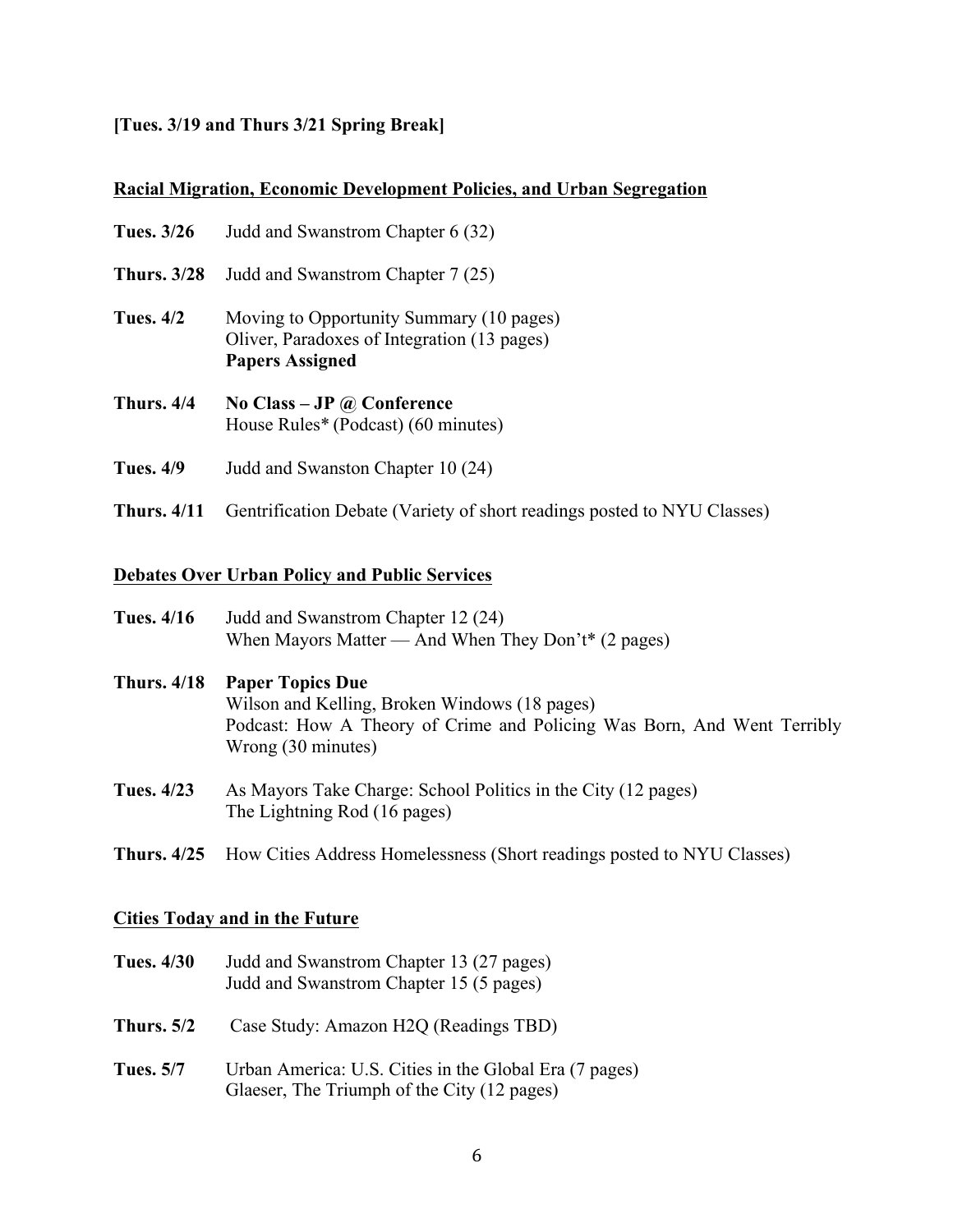**[Tues. 3/19 and Thurs 3/21 Spring Break]**

**Racial Migration, Economic Development Policies, and Urban Segregation**

**Tues. 3/26** Judd and Swanstrom Chapter 6 (32)

**Thurs. 3/28** Judd and Swanstrom Chapter 7 (25)

**Tues. 4/2** Moving to Opportunity Summary (10 pages)
Oliver, Paradoxes of Integration (13 pages)
**Papers Assigned**

**Thurs. 4/4** **No Class – JP @ Conference**
House Rules* (Podcast) (60 minutes)

**Tues. 4/9** Judd and Swanston Chapter 10 (24)

**Thurs. 4/11** Gentrification Debate (Variety of short readings posted to NYU Classes)

**Debates Over Urban Policy and Public Services**

**Tues. 4/16** Judd and Swanstrom Chapter 12 (24)
When Mayors Matter — And When They Don't* (2 pages)

**Thurs. 4/18** **Paper Topics Due**
Wilson and Kelling, Broken Windows (18 pages)
Podcast: How A Theory of Crime and Policing Was Born, And Went Terribly Wrong (30 minutes)

**Tues. 4/23** As Mayors Take Charge: School Politics in the City (12 pages)
The Lightning Rod (16 pages)

**Thurs. 4/25** How Cities Address Homelessness (Short readings posted to NYU Classes)

**Cities Today and in the Future**

**Tues. 4/30** Judd and Swanstrom Chapter 13 (27 pages)
Judd and Swanstrom Chapter 15 (5 pages)

**Thurs. 5/2** Case Study: Amazon H2Q (Readings TBD)

**Tues. 5/7** Urban America: U.S. Cities in the Global Era (7 pages)
Glaeser, The Triumph of the City (12 pages)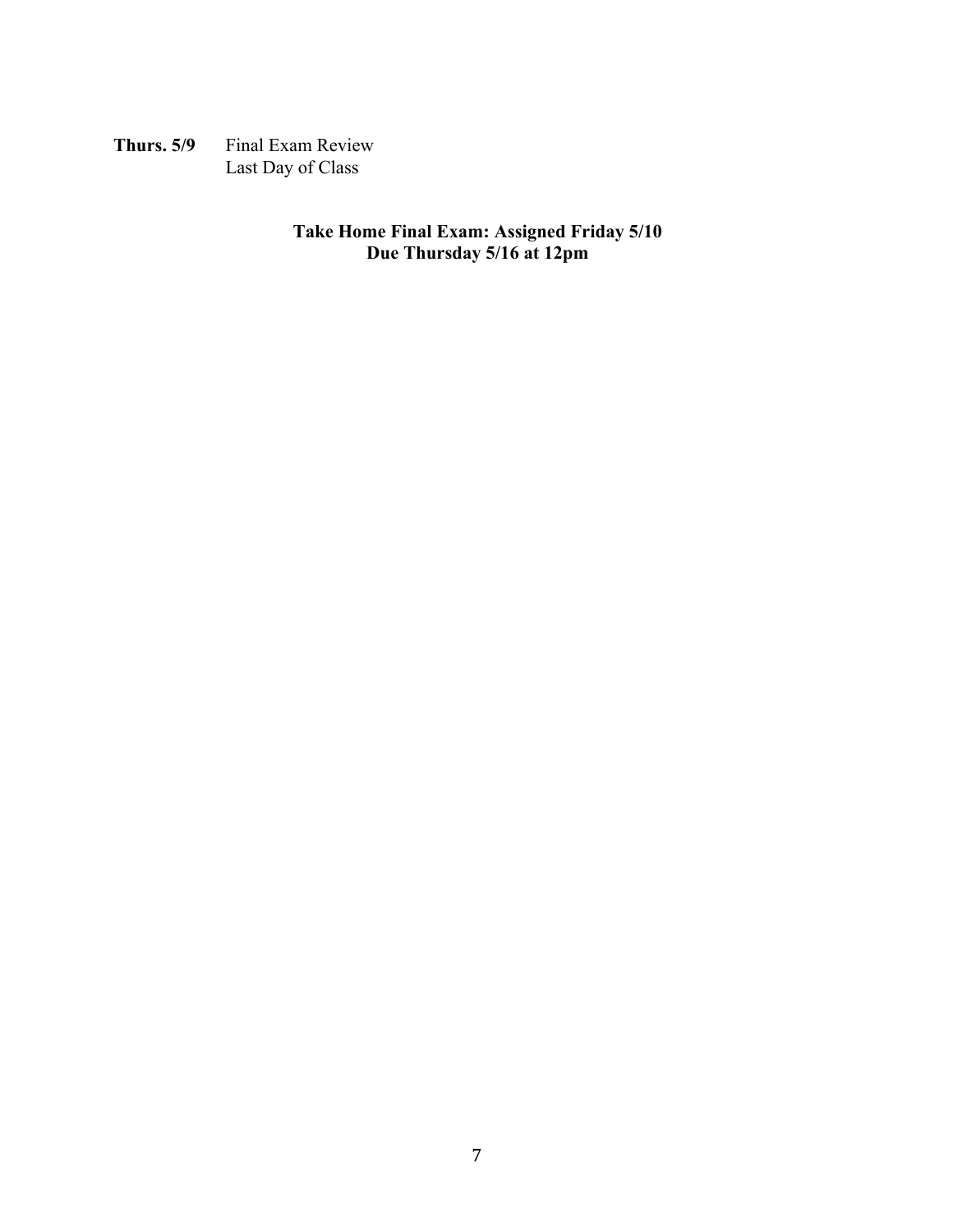**Thurs. 5/9** Final Exam Review
Last Day of Class

**Take Home Final Exam: Assigned Friday 5/10**
**Due Thursday 5/16 at 12pm**